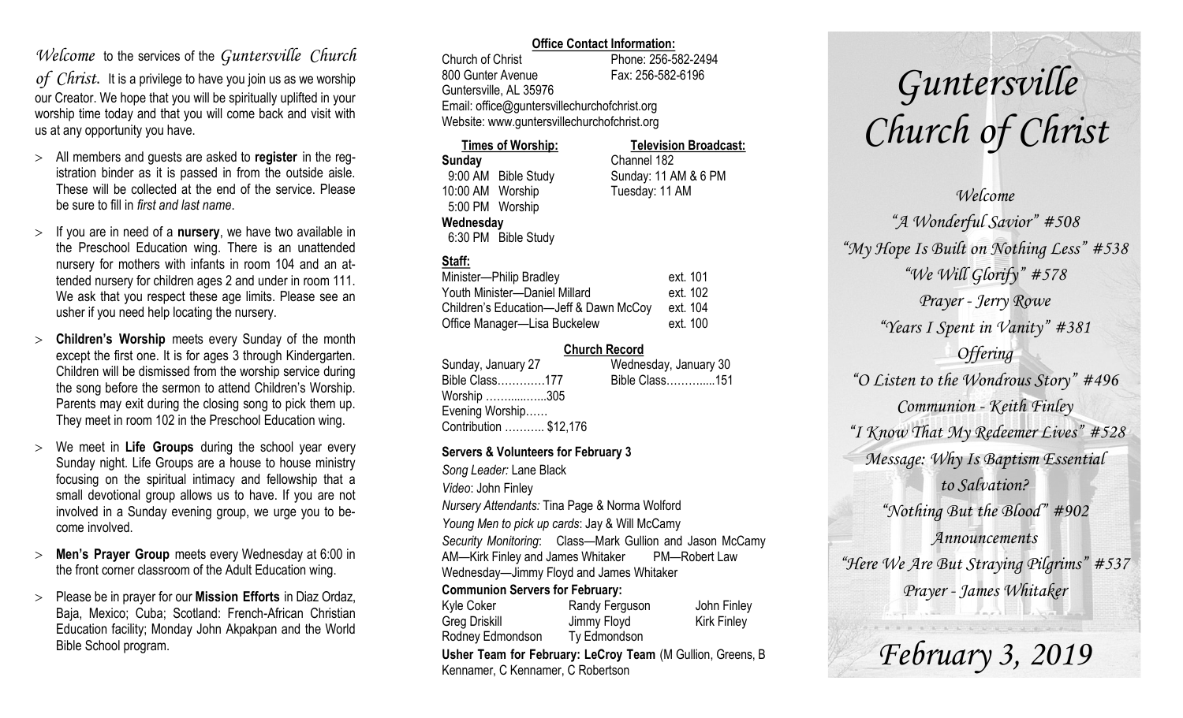*Welcome* to the services of the *Guntersville Church of Christ.* It is a privilege to have you join us as we worship our Creator. We hope that you will be spiritually uplifted in your worship time today and that you will come back and visit with us at any opportunity you have.

- All members and guests are asked to **register** in the registration binder as it is passed in from the outside aisle. These will be collected at the end of the service. Please be sure to fill in *first and last name*.
- If you are in need of a **nursery**, we have two available in the Preschool Education wing. There is an unattended nursery for mothers with infants in room 104 and an attended nursery for children ages 2 and under in room 111. We ask that you respect these age limits. Please see an usher if you need help locating the nursery.
- **Children's Worship** meets every Sunday of the month except the first one. It is for ages 3 through Kindergarten. Children will be dismissed from the worship service during the song before the sermon to attend Children's Worship. Parents may exit during the closing song to pick them up. They meet in room 102 in the Preschool Education wing.
- We meet in **Life Groups** during the school year every Sunday night. Life Groups are a house to house ministry focusing on the spiritual intimacy and fellowship that a small devotional group allows us to have. If you are not involved in a Sunday evening group, we urge you to become involved.
- **Men's Prayer Group** meets every Wednesday at 6:00 in the front corner classroom of the Adult Education wing.
- Please be in prayer for our **Mission Efforts** in Diaz Ordaz, Baja, Mexico; Cuba; Scotland: French-African Christian Education facility; Monday John Akpakpan and the World Bible School program.

**Office Contact Information:**

Church of Christ — Phone: 256-582-2494
800 Gunter Avenue — Fax: 256-582-6196
Guntersville, AL 35976
Email: office@guntersvillechurchofchrist.org
Website: www.guntersvillechurchofchrist.org

**Times of Worship:**

**Sunday**
9:00 AM Bible Study
10:00 AM Worship
5:00 PM Worship
**Wednesday**
6:30 PM Bible Study

**Television Broadcast:**

Channel 182
Sunday: 11 AM & 6 PM
Tuesday: 11 AM

**Staff:**

| | |
|---|---|
| Minister—Philip Bradley | ext. 101 |
| Youth Minister—Daniel Millard | ext. 102 |
| Children's Education—Jeff & Dawn McCoy | ext. 104 |
| Office Manager—Lisa Buckelew | ext. 100 |

**Church Record**

Sunday, January 27
Bible Class…………177
Worship ……......…..305
Evening Worship……
Contribution ……….. $12,176

Wednesday, January 30
Bible Class………....151

**Servers & Volunteers for February 3**

*Song Leader:* Lane Black
*Video*: John Finley
*Nursery Attendants:* Tina Page & Norma Wolford
*Young Men to pick up cards*: Jay & Will McCamy
*Security Monitoring*: Class—Mark Gullion and Jason McCamy
AM—Kirk Finley and James Whitaker PM—Robert Law
Wednesday—Jimmy Floyd and James Whitaker

**Communion Servers for February:**

| | | |
|---|---|---|
| Kyle Coker | Randy Ferguson | John Finley |
| Greg Driskill | Jimmy Floyd | Kirk Finley |
| Rodney Edmondson | Ty Edmondson | |

**Usher Team for February: LeCroy Team** (M Gullion, Greens, B Kennamer, C Kennamer, C Robertson

# *Guntersville Church of Christ*

*Welcome*
*"A Wonderful Savior" #508*
*"My Hope Is Built on Nothing Less" #538*
*"We Will Glorify" #578*
*Prayer - Jerry Rowe*
*"Years I Spent in Vanity" #381*
*Offering*
*"O Listen to the Wondrous Story" #496*
*Communion - Keith Finley*
*"I Know That My Redeemer Lives" #528*
*Message: Why Is Baptism Essential to Salvation?*
*"Nothing But the Blood" #902*
*Announcements*
*"Here We Are But Straying Pilgrims" #537*
*Prayer - James Whitaker*

## *February 3, 2019*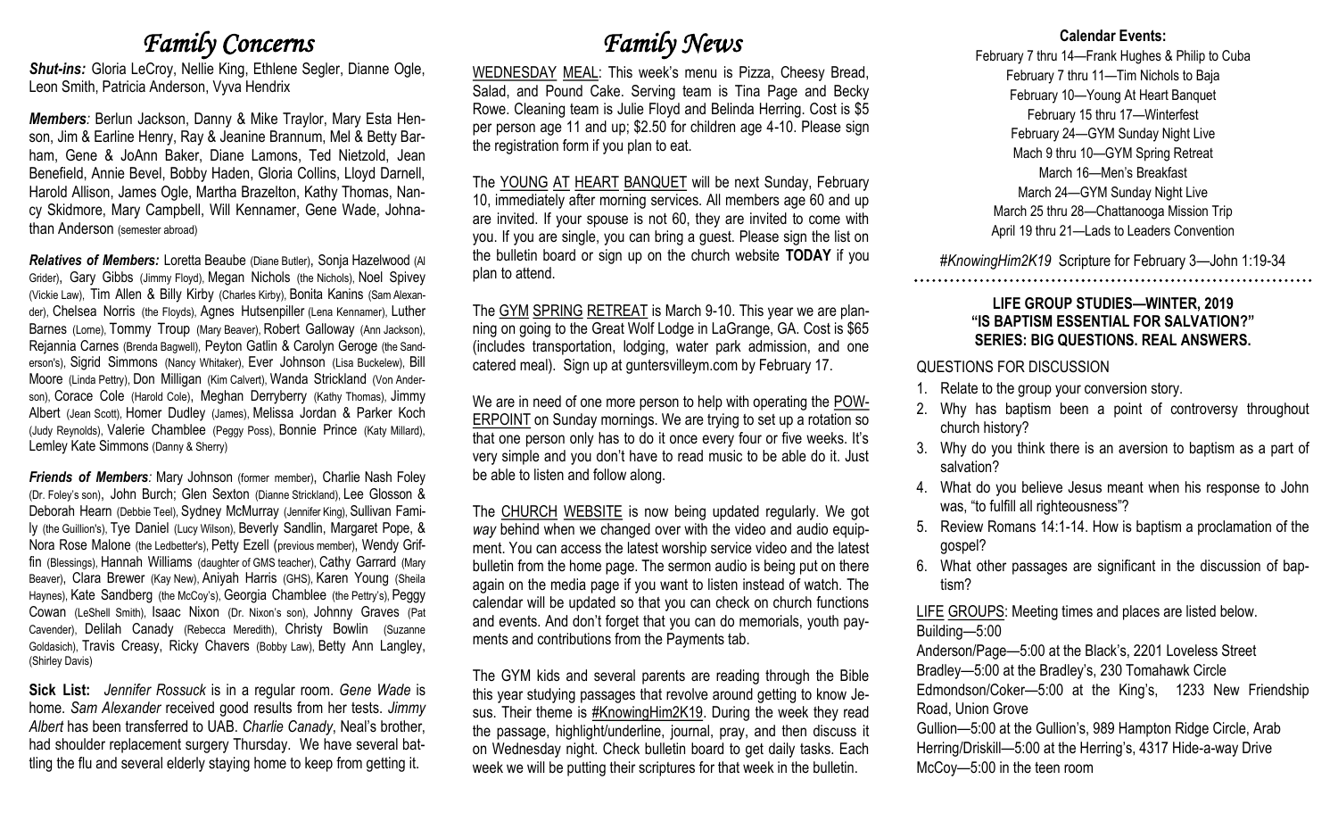# *Family Concerns*

***Shut-ins:*** Gloria LeCroy, Nellie King, Ethlene Segler, Dianne Ogle, Leon Smith, Patricia Anderson, Vyva Hendrix

***Members:*** Berlun Jackson, Danny & Mike Traylor, Mary Esta Henson, Jim & Earline Henry, Ray & Jeanine Brannum, Mel & Betty Barham, Gene & JoAnn Baker, Diane Lamons, Ted Nietzold, Jean Benefield, Annie Bevel, Bobby Haden, Gloria Collins, Lloyd Darnell, Harold Allison, James Ogle, Martha Brazelton, Kathy Thomas, Nancy Skidmore, Mary Campbell, Will Kennamer, Gene Wade, Johnathan Anderson (semester abroad)

***Relatives of Members:*** Loretta Beaube (Diane Butler), Sonja Hazelwood (Al Grider), Gary Gibbs (Jimmy Floyd), Megan Nichols (the Nichols), Noel Spivey (Vickie Law), Tim Allen & Billy Kirby (Charles Kirby), Bonita Kanins (Sam Alexander), Chelsea Norris (the Floyds), Agnes Hutsenpiller (Lena Kennamer), Luther Barnes (Lorne), Tommy Troup (Mary Beaver), Robert Galloway (Ann Jackson), Rejannia Carnes (Brenda Bagwell), Peyton Gatlin & Carolyn Geroge (the Sanderson's), Sigrid Simmons (Nancy Whitaker), Ever Johnson (Lisa Buckelew), Bill Moore (Linda Pettry), Don Milligan (Kim Calvert), Wanda Strickland (Von Anderson), Corace Cole (Harold Cole), Meghan Derryberry (Kathy Thomas), Jimmy Albert (Jean Scott), Homer Dudley (James), Melissa Jordan & Parker Koch (Judy Reynolds), Valerie Chamblee (Peggy Poss), Bonnie Prince (Katy Millard), Lemley Kate Simmons (Danny & Sherry)

***Friends of Members:*** Mary Johnson (former member), Charlie Nash Foley (Dr. Foley's son), John Burch; Glen Sexton (Dianne Strickland), Lee Glosson & Deborah Hearn (Debbie Teel), Sydney McMurray (Jennifer King), Sullivan Family (the Guillion's), Tye Daniel (Lucy Wilson), Beverly Sandlin, Margaret Pope, & Nora Rose Malone (the Ledbetter's), Petty Ezell (previous member), Wendy Griffin (Blessings), Hannah Williams (daughter of GMS teacher), Cathy Garrard (Mary Beaver), Clara Brewer (Kay New), Aniyah Harris (GHS), Karen Young (Sheila Haynes), Kate Sandberg (the McCoy's), Georgia Chamblee (the Pettry's), Peggy Cowan (LeShell Smith), Isaac Nixon (Dr. Nixon's son), Johnny Graves (Pat Cavender), Delilah Canady (Rebecca Meredith), Christy Bowlin (Suzanne Goldasich), Travis Creasy, Ricky Chavers (Bobby Law), Betty Ann Langley, (Shirley Davis)

**Sick List:** *Jennifer Rossuck* is in a regular room. *Gene Wade* is home. *Sam Alexander* received good results from her tests. *Jimmy Albert* has been transferred to UAB. *Charlie Canady*, Neal's brother, had shoulder replacement surgery Thursday. We have several battling the flu and several elderly staying home to keep from getting it.

# *Family News*

WEDNESDAY MEAL: This week's menu is Pizza, Cheesy Bread, Salad, and Pound Cake. Serving team is Tina Page and Becky Rowe. Cleaning team is Julie Floyd and Belinda Herring. Cost is $5 per person age 11 and up; $2.50 for children age 4-10. Please sign the registration form if you plan to eat.

The YOUNG AT HEART BANQUET will be next Sunday, February 10, immediately after morning services. All members age 60 and up are invited. If your spouse is not 60, they are invited to come with you. If you are single, you can bring a guest. Please sign the list on the bulletin board or sign up on the church website **TODAY** if you plan to attend.

The GYM SPRING RETREAT is March 9-10. This year we are planning on going to the Great Wolf Lodge in LaGrange, GA. Cost is $65 (includes transportation, lodging, water park admission, and one catered meal). Sign up at guntersvilleym.com by February 17.

We are in need of one more person to help with operating the POWERPOINT on Sunday mornings. We are trying to set up a rotation so that one person only has to do it once every four or five weeks. It's very simple and you don't have to read music to be able do it. Just be able to listen and follow along.

The CHURCH WEBSITE is now being updated regularly. We got *way* behind when we changed over with the video and audio equipment. You can access the latest worship service video and the latest bulletin from the home page. The sermon audio is being put on there again on the media page if you want to listen instead of watch. The calendar will be updated so that you can check on church functions and events. And don't forget that you can do memorials, youth payments and contributions from the Payments tab.

The GYM kids and several parents are reading through the Bible this year studying passages that revolve around getting to know Jesus. Their theme is #KnowingHim2K19. During the week they read the passage, highlight/underline, journal, pray, and then discuss it on Wednesday night. Check bulletin board to get daily tasks. Each week we will be putting their scriptures for that week in the bulletin.

**Calendar Events:**

February 7 thru 14—Frank Hughes & Philip to Cuba
February 7 thru 11—Tim Nichols to Baja
February 10—Young At Heart Banquet
February 15 thru 17—Winterfest
February 24—GYM Sunday Night Live
Mach 9 thru 10—GYM Spring Retreat
March 16—Men's Breakfast
March 24—GYM Sunday Night Live
March 25 thru 28—Chattanooga Mission Trip
April 19 thru 21—Lads to Leaders Convention

*#KnowingHim2K19* Scripture for February 3—John 1:19-34

**LIFE GROUP STUDIES—WINTER, 2019**
**"IS BAPTISM ESSENTIAL FOR SALVATION?"**
**SERIES: BIG QUESTIONS. REAL ANSWERS.**

QUESTIONS FOR DISCUSSION

1. Relate to the group your conversion story.
2. Why has baptism been a point of controversy throughout church history?
3. Why do you think there is an aversion to baptism as a part of salvation?
4. What do you believe Jesus meant when his response to John was, "to fulfill all righteousness"?
5. Review Romans 14:1-14. How is baptism a proclamation of the gospel?
6. What other passages are significant in the discussion of baptism?

LIFE GROUPS: Meeting times and places are listed below.

Building—5:00
Anderson/Page—5:00 at the Black's, 2201 Loveless Street
Bradley—5:00 at the Bradley's, 230 Tomahawk Circle
Edmondson/Coker—5:00 at the King's, 1233 New Friendship Road, Union Grove
Gullion—5:00 at the Gullion's, 989 Hampton Ridge Circle, Arab
Herring/Driskill—5:00 at the Herring's, 4317 Hide-a-way Drive
McCoy—5:00 in the teen room